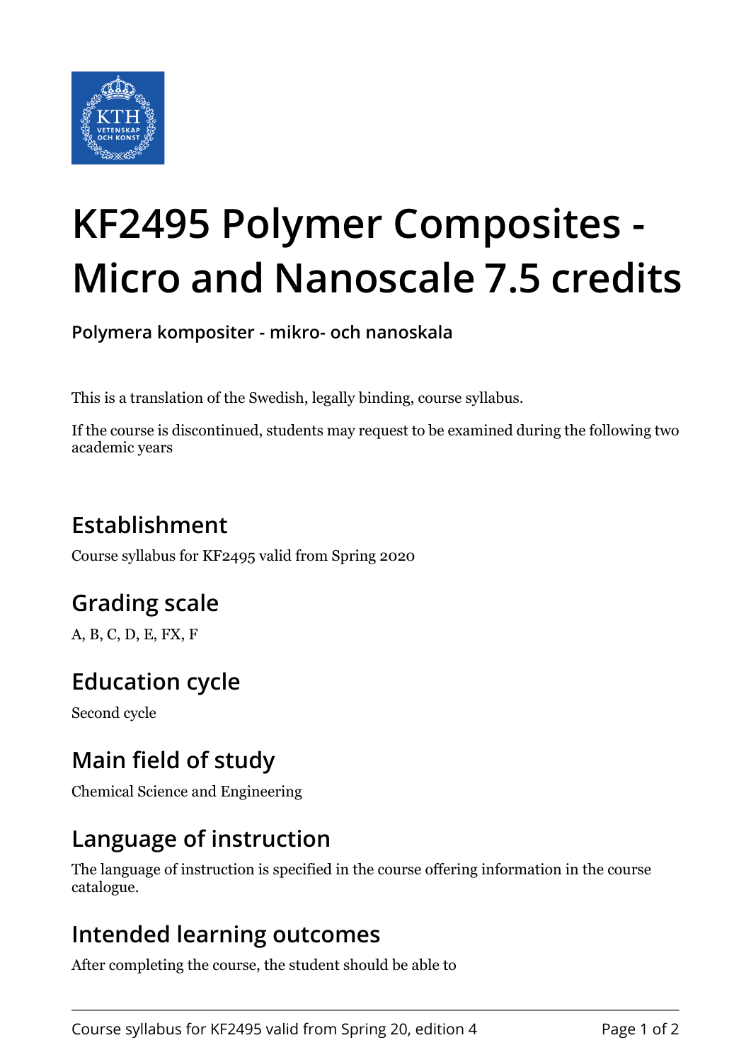# KF2495 Polymer Composites - Micro and Nanoscale 7.5 credits

**Polymera kompositer - mikro- och nanoskala**

This is a translation of the Swedish, legally binding, course syllabus.

If the course is discontinued, students may request to be examined during the following two academic years

## Establishment

Course syllabus for KF2495 valid from Spring 2020

## Grading scale

A, B, C, D, E, FX, F

## Education cycle

Second cycle

## Main field of study

Chemical Science and Engineering

## Language of instruction

The language of instruction is specified in the course offering information in the course catalogue.

## Intended learning outcomes

After completing the course, the student should be able to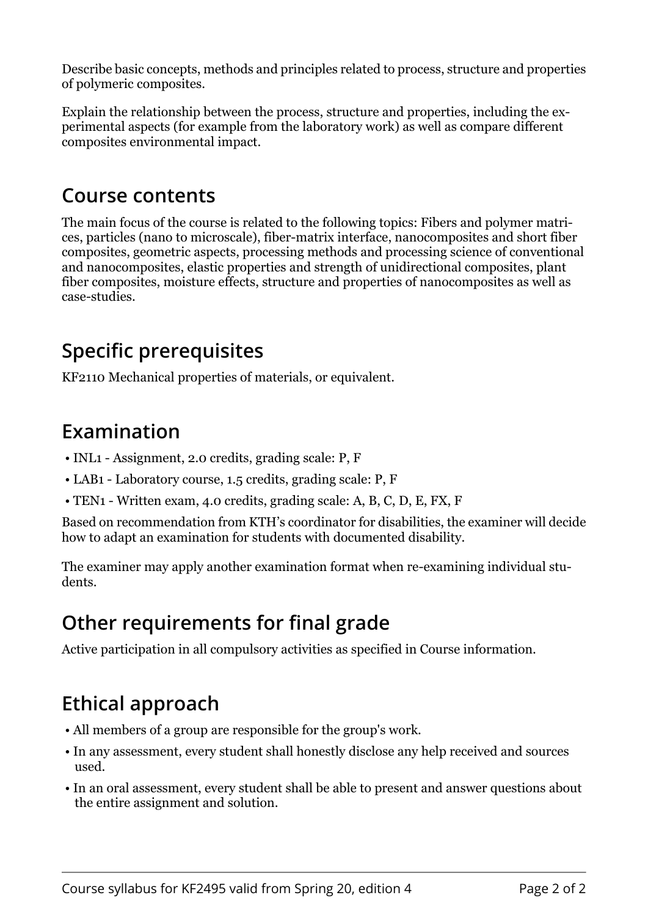Describe basic concepts, methods and principles related to process, structure and properties of polymeric composites.

Explain the relationship between the process, structure and properties, including the experimental aspects (for example from the laboratory work) as well as compare different composites environmental impact.

## Course contents

The main focus of the course is related to the following topics: Fibers and polymer matrices, particles (nano to microscale), fiber-matrix interface, nanocomposites and short fiber composites, geometric aspects, processing methods and processing science of conventional and nanocomposites, elastic properties and strength of unidirectional composites, plant fiber composites, moisture effects, structure and properties of nanocomposites as well as case-studies.

## Specific prerequisites

KF2110 Mechanical properties of materials, or equivalent.

## Examination

- INL1 - Assignment, 2.0 credits, grading scale: P, F
- LAB1 - Laboratory course, 1.5 credits, grading scale: P, F
- TEN1 - Written exam, 4.0 credits, grading scale: A, B, C, D, E, FX, F

Based on recommendation from KTH's coordinator for disabilities, the examiner will decide how to adapt an examination for students with documented disability.

The examiner may apply another examination format when re-examining individual students.

## Other requirements for final grade

Active participation in all compulsory activities as specified in Course information.

## Ethical approach

- All members of a group are responsible for the group's work.
- In any assessment, every student shall honestly disclose any help received and sources used.
- In an oral assessment, every student shall be able to present and answer questions about the entire assignment and solution.